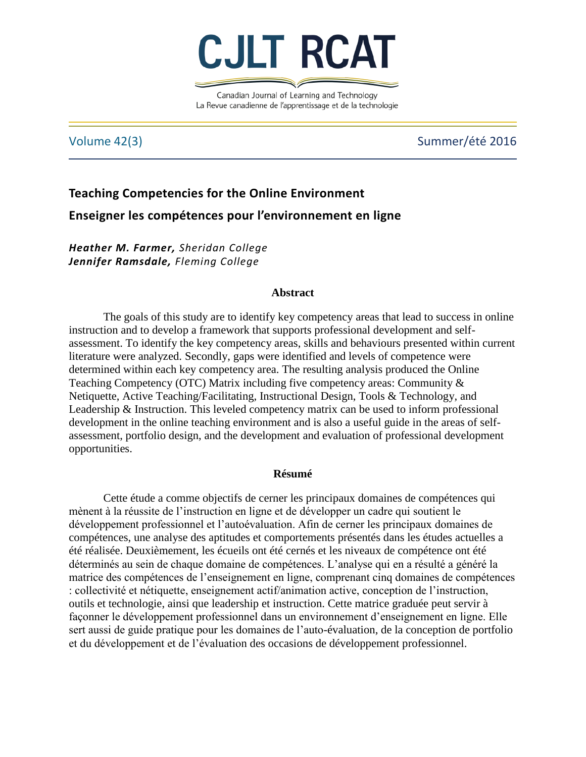# Teaching Competencies for the Online Environment

# Enseigner les compétences pour l'environnement en ligne

***Heather M. Farmer,*** *Sheridan College*
***Jennifer Ramsdale,*** *Fleming College*

## Abstract

The goals of this study are to identify key competency areas that lead to success in online instruction and to develop a framework that supports professional development and self-assessment. To identify the key competency areas, skills and behaviours presented within current literature were analyzed. Secondly, gaps were identified and levels of competence were determined within each key competency area. The resulting analysis produced the Online Teaching Competency (OTC) Matrix including five competency areas: Community & Netiquette, Active Teaching/Facilitating, Instructional Design, Tools & Technology, and Leadership & Instruction. This leveled competency matrix can be used to inform professional development in the online teaching environment and is also a useful guide in the areas of self-assessment, portfolio design, and the development and evaluation of professional development opportunities.

## Résumé

Cette étude a comme objectifs de cerner les principaux domaines de compétences qui mènent à la réussite de l'instruction en ligne et de développer un cadre qui soutient le développement professionnel et l'autoévaluation. Afin de cerner les principaux domaines de compétences, une analyse des aptitudes et comportements présentés dans les études actuelles a été réalisée. Deuxièmement, les écueils ont été cernés et les niveaux de compétence ont été déterminés au sein de chaque domaine de compétences. L'analyse qui en a résulté a généré la matrice des compétences de l'enseignement en ligne, comprenant cinq domaines de compétences : collectivité et nétiquette, enseignement actif/animation active, conception de l'instruction, outils et technologie, ainsi que leadership et instruction. Cette matrice graduée peut servir à façonner le développement professionnel dans un environnement d'enseignement en ligne. Elle sert aussi de guide pratique pour les domaines de l'auto-évaluation, de la conception de portfolio et du développement et de l'évaluation des occasions de développement professionnel.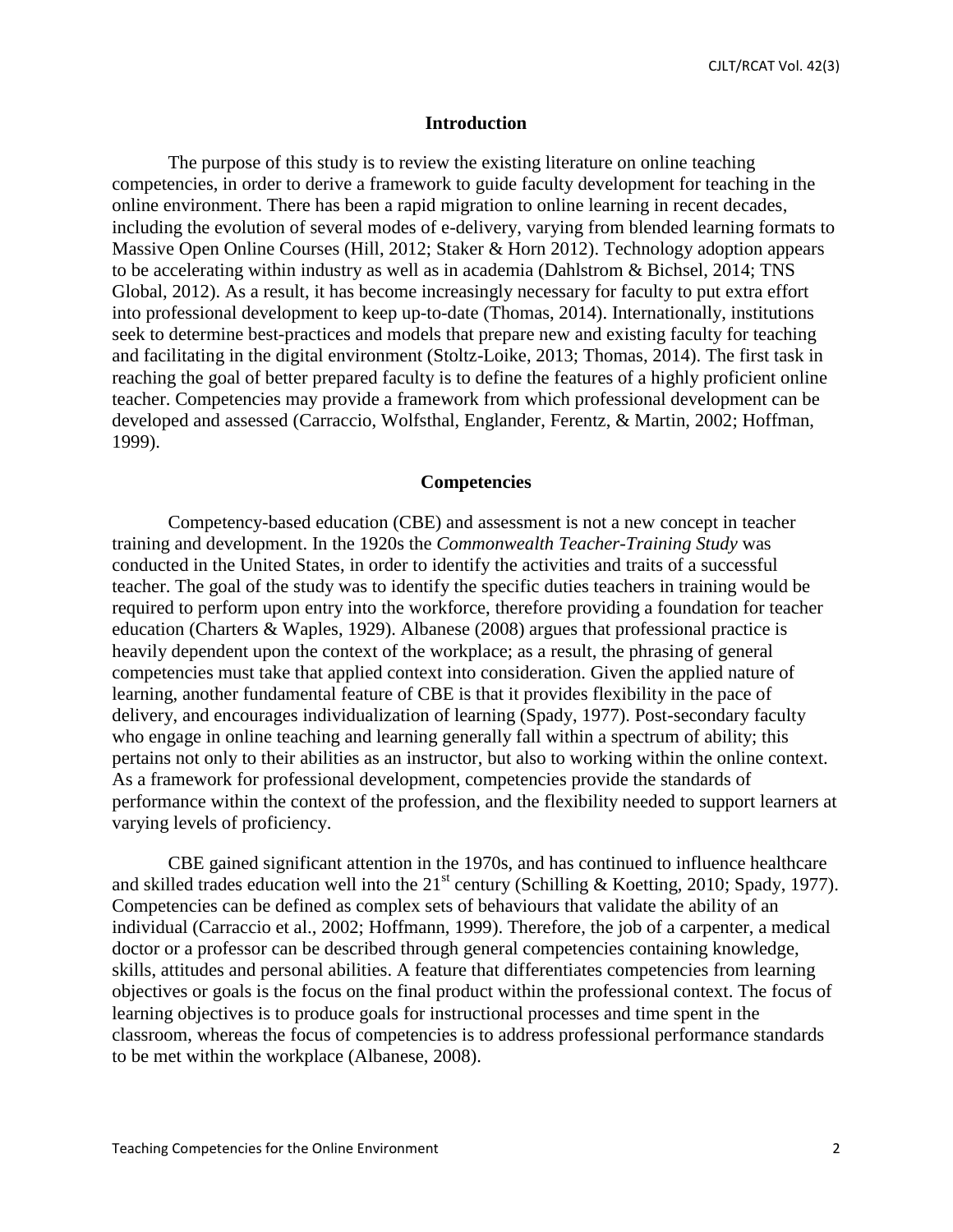## Introduction

The purpose of this study is to review the existing literature on online teaching competencies, in order to derive a framework to guide faculty development for teaching in the online environment. There has been a rapid migration to online learning in recent decades, including the evolution of several modes of e-delivery, varying from blended learning formats to Massive Open Online Courses (Hill, 2012; Staker & Horn 2012). Technology adoption appears to be accelerating within industry as well as in academia (Dahlstrom & Bichsel, 2014; TNS Global, 2012). As a result, it has become increasingly necessary for faculty to put extra effort into professional development to keep up-to-date (Thomas, 2014). Internationally, institutions seek to determine best-practices and models that prepare new and existing faculty for teaching and facilitating in the digital environment (Stoltz-Loike, 2013; Thomas, 2014). The first task in reaching the goal of better prepared faculty is to define the features of a highly proficient online teacher. Competencies may provide a framework from which professional development can be developed and assessed (Carraccio, Wolfsthal, Englander, Ferentz, & Martin, 2002; Hoffman, 1999).

## Competencies

Competency-based education (CBE) and assessment is not a new concept in teacher training and development. In the 1920s the *Commonwealth Teacher-Training Study* was conducted in the United States, in order to identify the activities and traits of a successful teacher. The goal of the study was to identify the specific duties teachers in training would be required to perform upon entry into the workforce, therefore providing a foundation for teacher education (Charters & Waples, 1929). Albanese (2008) argues that professional practice is heavily dependent upon the context of the workplace; as a result, the phrasing of general competencies must take that applied context into consideration. Given the applied nature of learning, another fundamental feature of CBE is that it provides flexibility in the pace of delivery, and encourages individualization of learning (Spady, 1977). Post-secondary faculty who engage in online teaching and learning generally fall within a spectrum of ability; this pertains not only to their abilities as an instructor, but also to working within the online context. As a framework for professional development, competencies provide the standards of performance within the context of the profession, and the flexibility needed to support learners at varying levels of proficiency.

CBE gained significant attention in the 1970s, and has continued to influence healthcare and skilled trades education well into the 21st century (Schilling & Koetting, 2010; Spady, 1977). Competencies can be defined as complex sets of behaviours that validate the ability of an individual (Carraccio et al., 2002; Hoffmann, 1999). Therefore, the job of a carpenter, a medical doctor or a professor can be described through general competencies containing knowledge, skills, attitudes and personal abilities. A feature that differentiates competencies from learning objectives or goals is the focus on the final product within the professional context. The focus of learning objectives is to produce goals for instructional processes and time spent in the classroom, whereas the focus of competencies is to address professional performance standards to be met within the workplace (Albanese, 2008).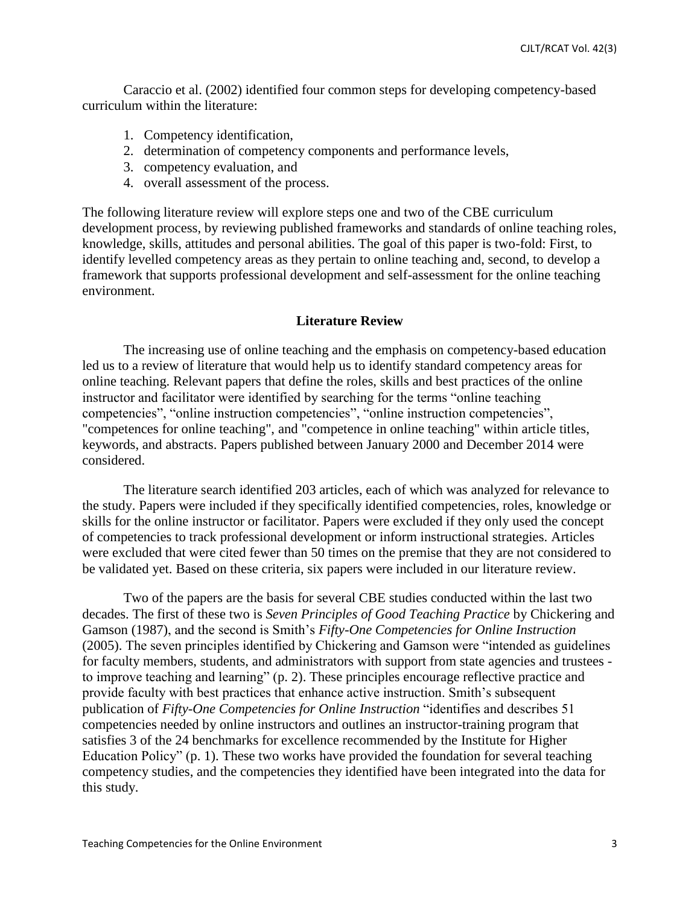Caraccio et al. (2002) identified four common steps for developing competency-based curriculum within the literature:

1. Competency identification,
2. determination of competency components and performance levels,
3. competency evaluation, and
4. overall assessment of the process.

The following literature review will explore steps one and two of the CBE curriculum development process, by reviewing published frameworks and standards of online teaching roles, knowledge, skills, attitudes and personal abilities. The goal of this paper is two-fold: First, to identify levelled competency areas as they pertain to online teaching and, second, to develop a framework that supports professional development and self-assessment for the online teaching environment.

## Literature Review

The increasing use of online teaching and the emphasis on competency-based education led us to a review of literature that would help us to identify standard competency areas for online teaching. Relevant papers that define the roles, skills and best practices of the online instructor and facilitator were identified by searching for the terms "online teaching competencies", "online instruction competencies", "online instruction competencies", "competences for online teaching", and "competence in online teaching" within article titles, keywords, and abstracts. Papers published between January 2000 and December 2014 were considered.

The literature search identified 203 articles, each of which was analyzed for relevance to the study. Papers were included if they specifically identified competencies, roles, knowledge or skills for the online instructor or facilitator. Papers were excluded if they only used the concept of competencies to track professional development or inform instructional strategies. Articles were excluded that were cited fewer than 50 times on the premise that they are not considered to be validated yet. Based on these criteria, six papers were included in our literature review.

Two of the papers are the basis for several CBE studies conducted within the last two decades. The first of these two is *Seven Principles of Good Teaching Practice* by Chickering and Gamson (1987), and the second is Smith's *Fifty-One Competencies for Online Instruction* (2005). The seven principles identified by Chickering and Gamson were "intended as guidelines for faculty members, students, and administrators with support from state agencies and trustees - to improve teaching and learning" (p. 2). These principles encourage reflective practice and provide faculty with best practices that enhance active instruction. Smith's subsequent publication of *Fifty-One Competencies for Online Instruction* "identifies and describes 51 competencies needed by online instructors and outlines an instructor-training program that satisfies 3 of the 24 benchmarks for excellence recommended by the Institute for Higher Education Policy" (p. 1). These two works have provided the foundation for several teaching competency studies, and the competencies they identified have been integrated into the data for this study.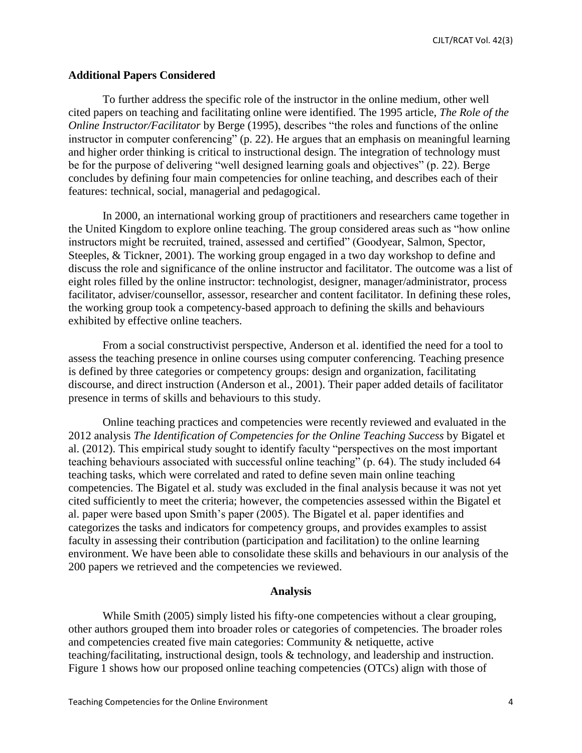## Additional Papers Considered

To further address the specific role of the instructor in the online medium, other well cited papers on teaching and facilitating online were identified. The 1995 article, *The Role of the Online Instructor/Facilitator* by Berge (1995), describes "the roles and functions of the online instructor in computer conferencing" (p. 22). He argues that an emphasis on meaningful learning and higher order thinking is critical to instructional design. The integration of technology must be for the purpose of delivering "well designed learning goals and objectives" (p. 22). Berge concludes by defining four main competencies for online teaching, and describes each of their features: technical, social, managerial and pedagogical.

In 2000, an international working group of practitioners and researchers came together in the United Kingdom to explore online teaching. The group considered areas such as "how online instructors might be recruited, trained, assessed and certified" (Goodyear, Salmon, Spector, Steeples, & Tickner, 2001). The working group engaged in a two day workshop to define and discuss the role and significance of the online instructor and facilitator. The outcome was a list of eight roles filled by the online instructor: technologist, designer, manager/administrator, process facilitator, adviser/counsellor, assessor, researcher and content facilitator. In defining these roles, the working group took a competency-based approach to defining the skills and behaviours exhibited by effective online teachers.

From a social constructivist perspective, Anderson et al. identified the need for a tool to assess the teaching presence in online courses using computer conferencing. Teaching presence is defined by three categories or competency groups: design and organization, facilitating discourse, and direct instruction (Anderson et al., 2001). Their paper added details of facilitator presence in terms of skills and behaviours to this study.

Online teaching practices and competencies were recently reviewed and evaluated in the 2012 analysis *The Identification of Competencies for the Online Teaching Success* by Bigatel et al. (2012). This empirical study sought to identify faculty "perspectives on the most important teaching behaviours associated with successful online teaching" (p. 64). The study included 64 teaching tasks, which were correlated and rated to define seven main online teaching competencies. The Bigatel et al. study was excluded in the final analysis because it was not yet cited sufficiently to meet the criteria; however, the competencies assessed within the Bigatel et al. paper were based upon Smith's paper (2005). The Bigatel et al. paper identifies and categorizes the tasks and indicators for competency groups, and provides examples to assist faculty in assessing their contribution (participation and facilitation) to the online learning environment. We have been able to consolidate these skills and behaviours in our analysis of the 200 papers we retrieved and the competencies we reviewed.

## Analysis

While Smith (2005) simply listed his fifty-one competencies without a clear grouping, other authors grouped them into broader roles or categories of competencies. The broader roles and competencies created five main categories: Community & netiquette, active teaching/facilitating, instructional design, tools & technology, and leadership and instruction. Figure 1 shows how our proposed online teaching competencies (OTCs) align with those of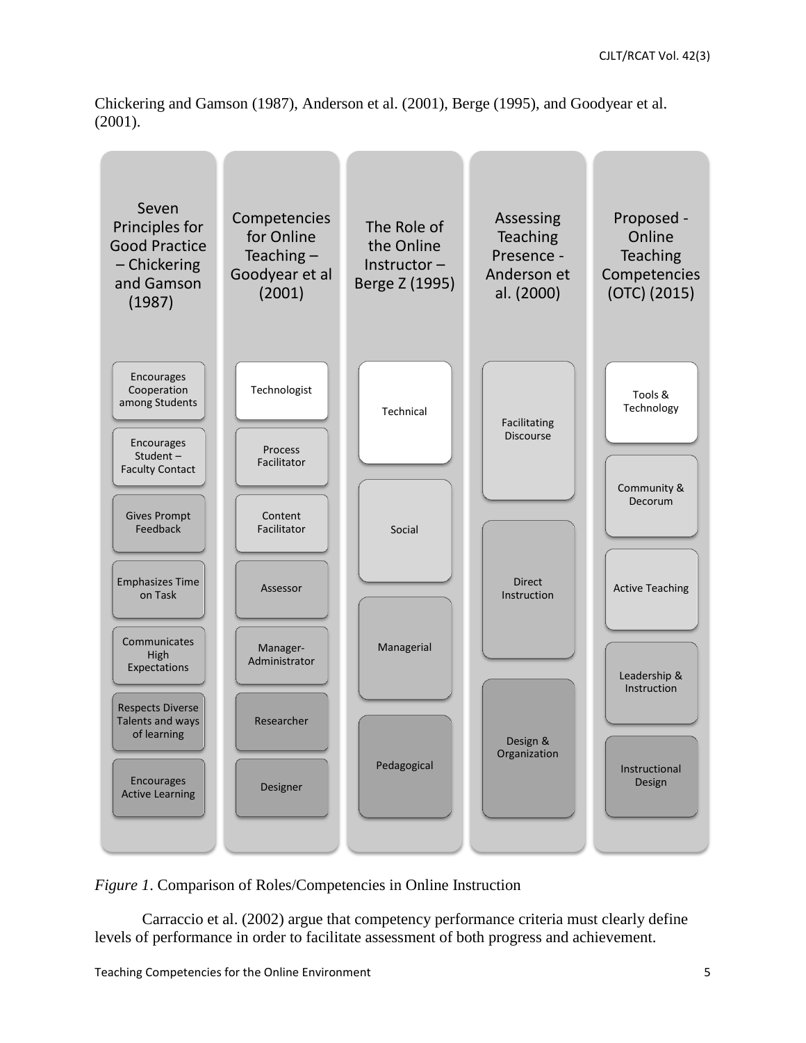Chickering and Gamson (1987), Anderson et al. (2001), Berge (1995), and Goodyear et al. (2001).

| Seven Principles for Good Practice – Chickering and Gamson (1987) | Competencies for Online Teaching – Goodyear et al (2001) | The Role of the Online Instructor – Berge Z (1995) | Assessing Teaching Presence - Anderson et al. (2000) | Proposed - Online Teaching Competencies (OTC) (2015) |
|---|---|---|---|---|
| Encourages Cooperation among Students | Technologist | Technical | Facilitating Discourse | Tools & Technology |
| Encourages Student – Faculty Contact | Process Facilitator | Social | Direct Instruction | Community & Decorum |
| Gives Prompt Feedback | Content Facilitator | Managerial | Design & Organization | Active Teaching |
| Emphasizes Time on Task | Assessor | Pedagogical | | Leadership & Instruction |
| Communicates High Expectations | Manager-Administrator | | | Instructional Design |
| Respects Diverse Talents and ways of learning | Researcher | | | |
| Encourages Active Learning | Designer | | | |

*Figure 1*. Comparison of Roles/Competencies in Online Instruction

Carraccio et al. (2002) argue that competency performance criteria must clearly define levels of performance in order to facilitate assessment of both progress and achievement.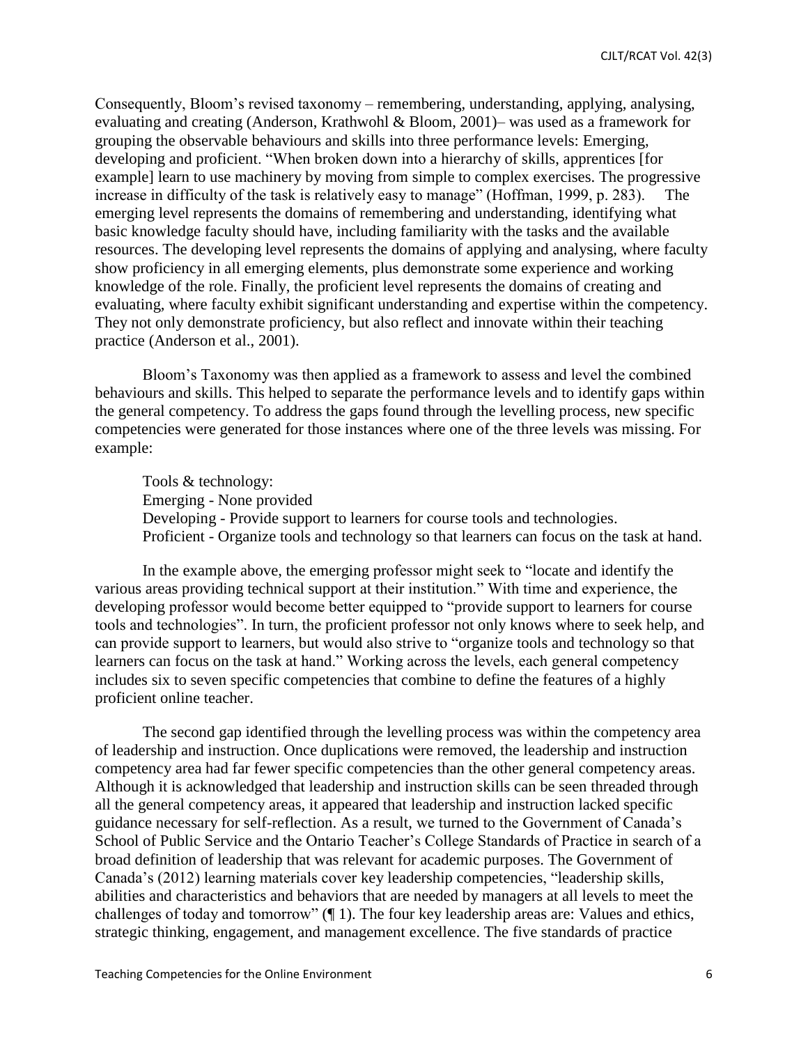Consequently, Bloom's revised taxonomy – remembering, understanding, applying, analysing, evaluating and creating (Anderson, Krathwohl & Bloom, 2001)– was used as a framework for grouping the observable behaviours and skills into three performance levels: Emerging, developing and proficient. "When broken down into a hierarchy of skills, apprentices [for example] learn to use machinery by moving from simple to complex exercises. The progressive increase in difficulty of the task is relatively easy to manage" (Hoffman, 1999, p. 283). The emerging level represents the domains of remembering and understanding, identifying what basic knowledge faculty should have, including familiarity with the tasks and the available resources. The developing level represents the domains of applying and analysing, where faculty show proficiency in all emerging elements, plus demonstrate some experience and working knowledge of the role. Finally, the proficient level represents the domains of creating and evaluating, where faculty exhibit significant understanding and expertise within the competency. They not only demonstrate proficiency, but also reflect and innovate within their teaching practice (Anderson et al., 2001).

Bloom's Taxonomy was then applied as a framework to assess and level the combined behaviours and skills. This helped to separate the performance levels and to identify gaps within the general competency. To address the gaps found through the levelling process, new specific competencies were generated for those instances where one of the three levels was missing. For example:

> Tools & technology:
> Emerging - None provided
> Developing - Provide support to learners for course tools and technologies.
> Proficient - Organize tools and technology so that learners can focus on the task at hand.

In the example above, the emerging professor might seek to "locate and identify the various areas providing technical support at their institution." With time and experience, the developing professor would become better equipped to "provide support to learners for course tools and technologies". In turn, the proficient professor not only knows where to seek help, and can provide support to learners, but would also strive to "organize tools and technology so that learners can focus on the task at hand." Working across the levels, each general competency includes six to seven specific competencies that combine to define the features of a highly proficient online teacher.

The second gap identified through the levelling process was within the competency area of leadership and instruction. Once duplications were removed, the leadership and instruction competency area had far fewer specific competencies than the other general competency areas. Although it is acknowledged that leadership and instruction skills can be seen threaded through all the general competency areas, it appeared that leadership and instruction lacked specific guidance necessary for self-reflection. As a result, we turned to the Government of Canada's School of Public Service and the Ontario Teacher's College Standards of Practice in search of a broad definition of leadership that was relevant for academic purposes. The Government of Canada's (2012) learning materials cover key leadership competencies, "leadership skills, abilities and characteristics and behaviors that are needed by managers at all levels to meet the challenges of today and tomorrow" (¶ 1). The four key leadership areas are: Values and ethics, strategic thinking, engagement, and management excellence. The five standards of practice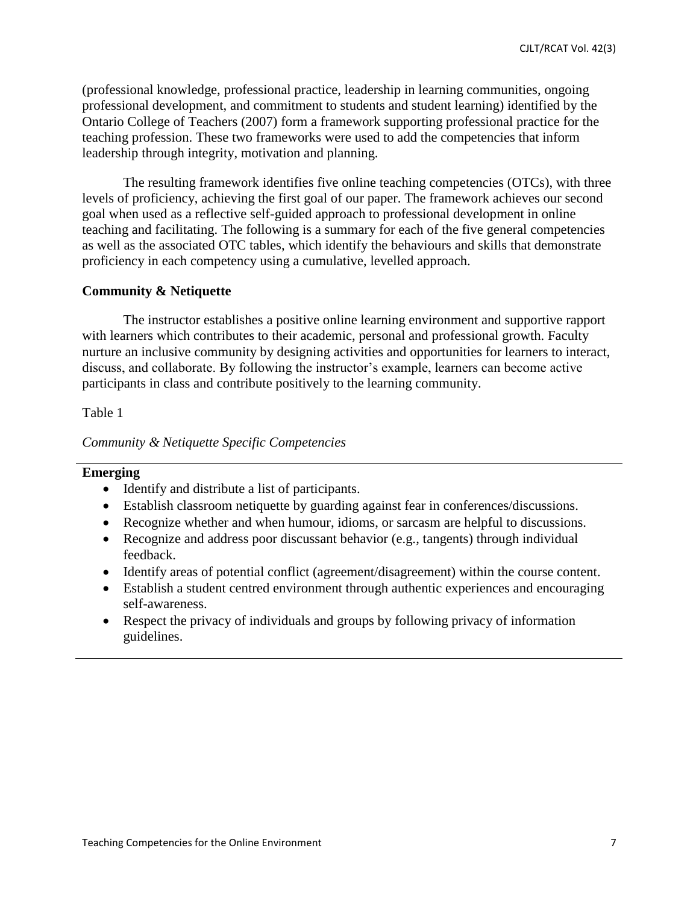(professional knowledge, professional practice, leadership in learning communities, ongoing professional development, and commitment to students and student learning) identified by the Ontario College of Teachers (2007) form a framework supporting professional practice for the teaching profession. These two frameworks were used to add the competencies that inform leadership through integrity, motivation and planning.

The resulting framework identifies five online teaching competencies (OTCs), with three levels of proficiency, achieving the first goal of our paper. The framework achieves our second goal when used as a reflective self-guided approach to professional development in online teaching and facilitating. The following is a summary for each of the five general competencies as well as the associated OTC tables, which identify the behaviours and skills that demonstrate proficiency in each competency using a cumulative, levelled approach.

### Community & Netiquette

The instructor establishes a positive online learning environment and supportive rapport with learners which contributes to their academic, personal and professional growth. Faculty nurture an inclusive community by designing activities and opportunities for learners to interact, discuss, and collaborate. By following the instructor's example, learners can become active participants in class and contribute positively to the learning community.

Table 1

*Community & Netiquette Specific Competencies*

**Emerging**

- Identify and distribute a list of participants.
- Establish classroom netiquette by guarding against fear in conferences/discussions.
- Recognize whether and when humour, idioms, or sarcasm are helpful to discussions.
- Recognize and address poor discussant behavior (e.g., tangents) through individual feedback.
- Identify areas of potential conflict (agreement/disagreement) within the course content.
- Establish a student centred environment through authentic experiences and encouraging self-awareness.
- Respect the privacy of individuals and groups by following privacy of information guidelines.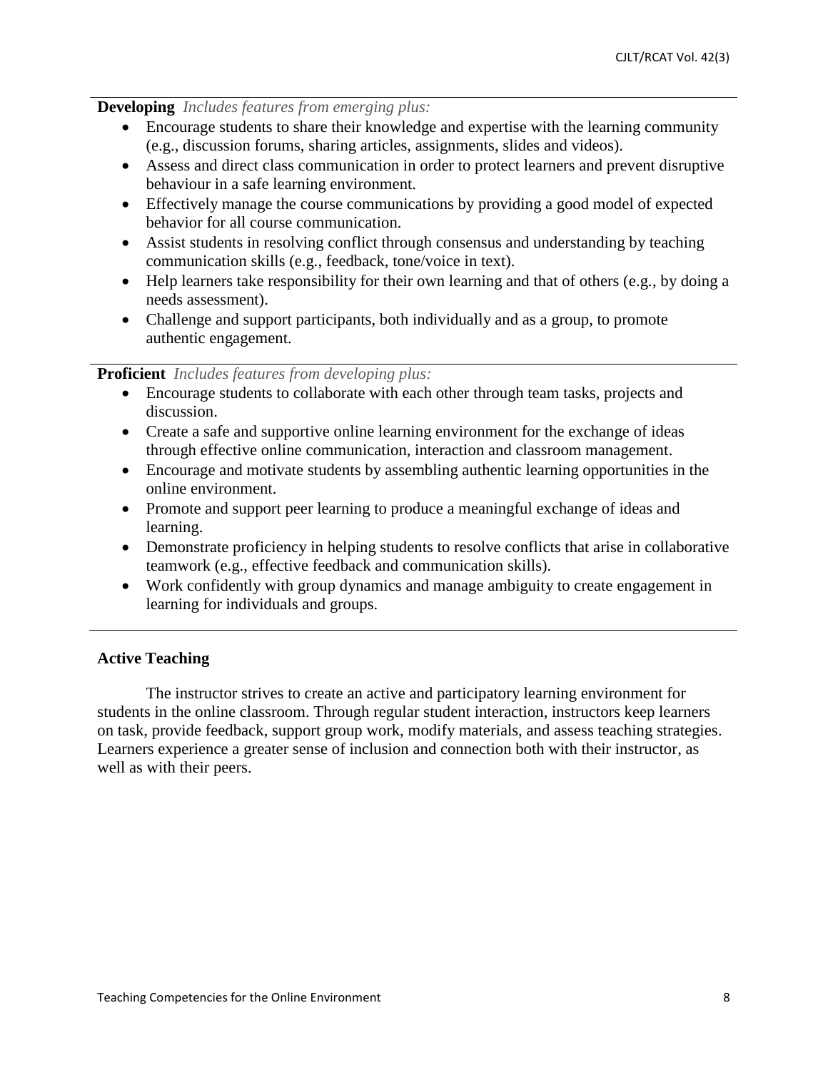**Developing** *Includes features from emerging plus:*

- Encourage students to share their knowledge and expertise with the learning community (e.g., discussion forums, sharing articles, assignments, slides and videos).
- Assess and direct class communication in order to protect learners and prevent disruptive behaviour in a safe learning environment.
- Effectively manage the course communications by providing a good model of expected behavior for all course communication.
- Assist students in resolving conflict through consensus and understanding by teaching communication skills (e.g., feedback, tone/voice in text).
- Help learners take responsibility for their own learning and that of others (e.g., by doing a needs assessment).
- Challenge and support participants, both individually and as a group, to promote authentic engagement.

**Proficient** *Includes features from developing plus:*

- Encourage students to collaborate with each other through team tasks, projects and discussion.
- Create a safe and supportive online learning environment for the exchange of ideas through effective online communication, interaction and classroom management.
- Encourage and motivate students by assembling authentic learning opportunities in the online environment.
- Promote and support peer learning to produce a meaningful exchange of ideas and learning.
- Demonstrate proficiency in helping students to resolve conflicts that arise in collaborative teamwork (e.g., effective feedback and communication skills).
- Work confidently with group dynamics and manage ambiguity to create engagement in learning for individuals and groups.

### Active Teaching

The instructor strives to create an active and participatory learning environment for students in the online classroom. Through regular student interaction, instructors keep learners on task, provide feedback, support group work, modify materials, and assess teaching strategies. Learners experience a greater sense of inclusion and connection both with their instructor, as well as with their peers.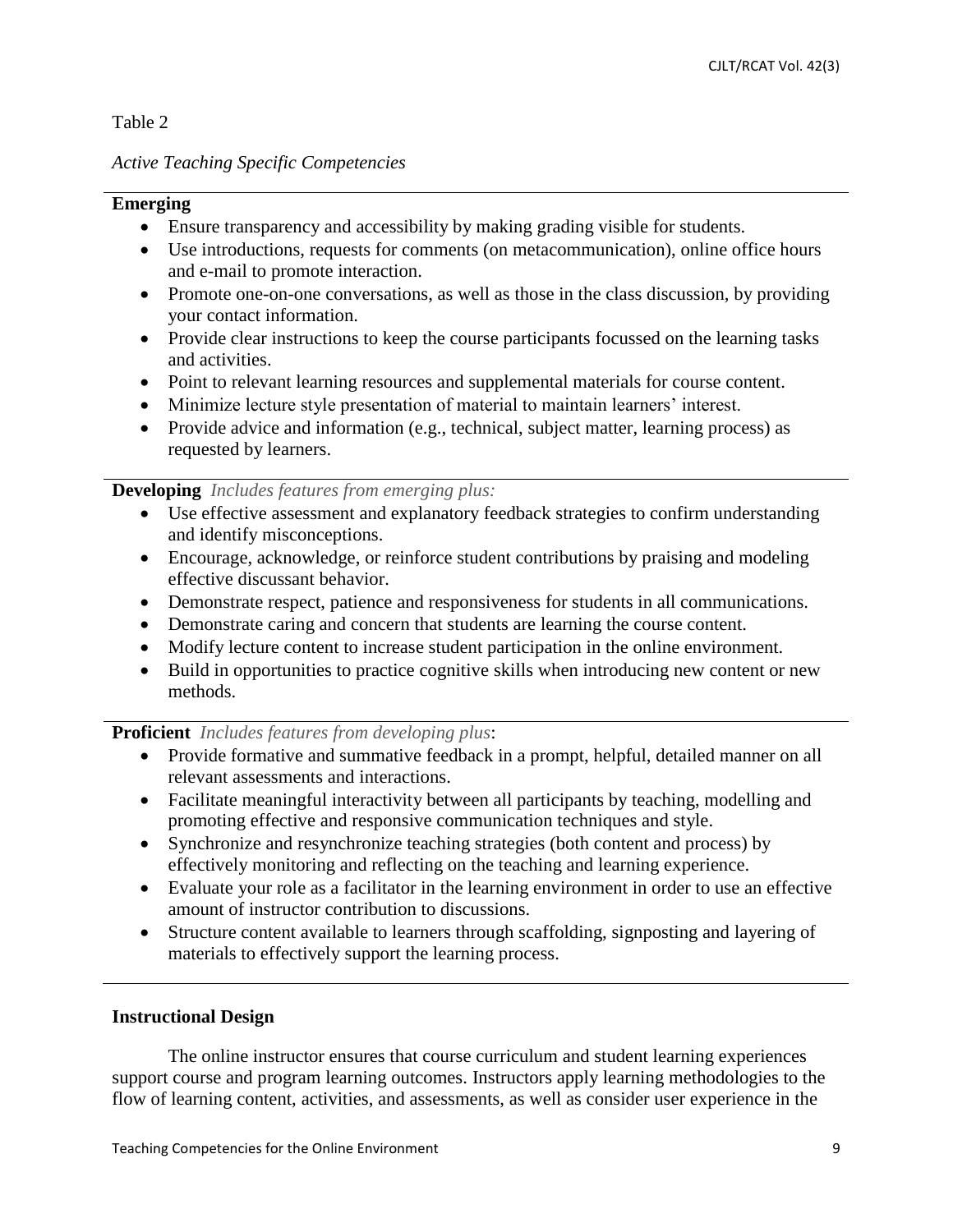Table 2

*Active Teaching Specific Competencies*

**Emerging**

- Ensure transparency and accessibility by making grading visible for students.
- Use introductions, requests for comments (on metacommunication), online office hours and e-mail to promote interaction.
- Promote one-on-one conversations, as well as those in the class discussion, by providing your contact information.
- Provide clear instructions to keep the course participants focussed on the learning tasks and activities.
- Point to relevant learning resources and supplemental materials for course content.
- Minimize lecture style presentation of material to maintain learners' interest.
- Provide advice and information (e.g., technical, subject matter, learning process) as requested by learners.

**Developing** *Includes features from emerging plus:*

- Use effective assessment and explanatory feedback strategies to confirm understanding and identify misconceptions.
- Encourage, acknowledge, or reinforce student contributions by praising and modeling effective discussant behavior.
- Demonstrate respect, patience and responsiveness for students in all communications.
- Demonstrate caring and concern that students are learning the course content.
- Modify lecture content to increase student participation in the online environment.
- Build in opportunities to practice cognitive skills when introducing new content or new methods.

**Proficient** *Includes features from developing plus*:

- Provide formative and summative feedback in a prompt, helpful, detailed manner on all relevant assessments and interactions.
- Facilitate meaningful interactivity between all participants by teaching, modelling and promoting effective and responsive communication techniques and style.
- Synchronize and resynchronize teaching strategies (both content and process) by effectively monitoring and reflecting on the teaching and learning experience.
- Evaluate your role as a facilitator in the learning environment in order to use an effective amount of instructor contribution to discussions.
- Structure content available to learners through scaffolding, signposting and layering of materials to effectively support the learning process.

## Instructional Design

The online instructor ensures that course curriculum and student learning experiences support course and program learning outcomes. Instructors apply learning methodologies to the flow of learning content, activities, and assessments, as well as consider user experience in the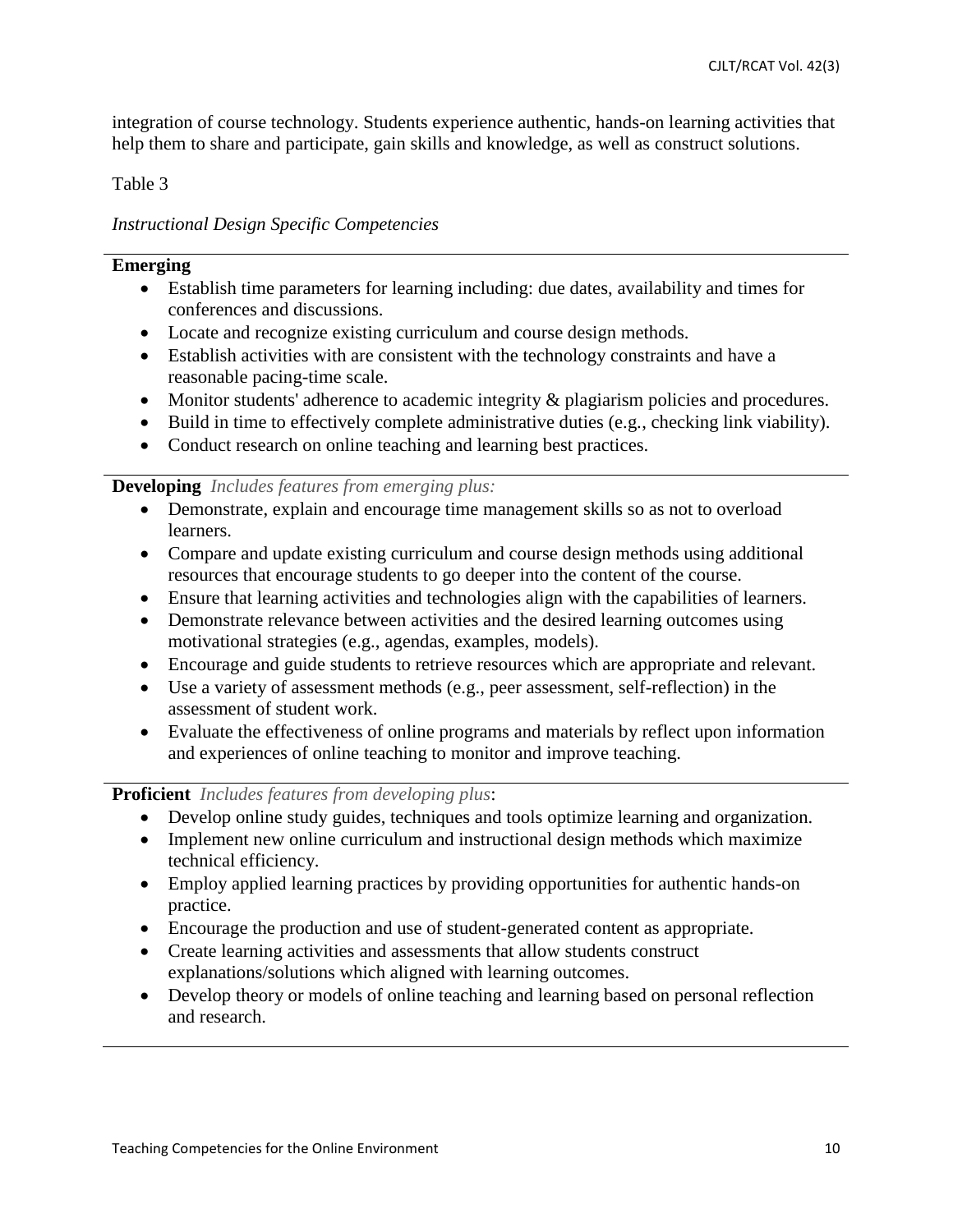integration of course technology. Students experience authentic, hands-on learning activities that help them to share and participate, gain skills and knowledge, as well as construct solutions.

Table 3

*Instructional Design Specific Competencies*

**Emerging**

- Establish time parameters for learning including: due dates, availability and times for conferences and discussions.
- Locate and recognize existing curriculum and course design methods.
- Establish activities with are consistent with the technology constraints and have a reasonable pacing-time scale.
- Monitor students' adherence to academic integrity & plagiarism policies and procedures.
- Build in time to effectively complete administrative duties (e.g., checking link viability).
- Conduct research on online teaching and learning best practices.

**Developing** *Includes features from emerging plus:*

- Demonstrate, explain and encourage time management skills so as not to overload learners.
- Compare and update existing curriculum and course design methods using additional resources that encourage students to go deeper into the content of the course.
- Ensure that learning activities and technologies align with the capabilities of learners.
- Demonstrate relevance between activities and the desired learning outcomes using motivational strategies (e.g., agendas, examples, models).
- Encourage and guide students to retrieve resources which are appropriate and relevant.
- Use a variety of assessment methods (e.g., peer assessment, self-reflection) in the assessment of student work.
- Evaluate the effectiveness of online programs and materials by reflect upon information and experiences of online teaching to monitor and improve teaching.

**Proficient** *Includes features from developing plus*:

- Develop online study guides, techniques and tools optimize learning and organization.
- Implement new online curriculum and instructional design methods which maximize technical efficiency.
- Employ applied learning practices by providing opportunities for authentic hands-on practice.
- Encourage the production and use of student-generated content as appropriate.
- Create learning activities and assessments that allow students construct explanations/solutions which aligned with learning outcomes.
- Develop theory or models of online teaching and learning based on personal reflection and research.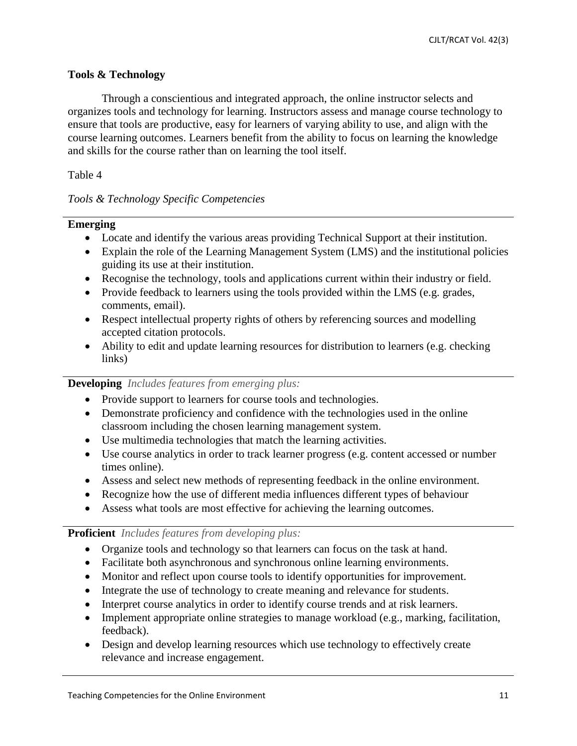**Tools & Technology**

Through a conscientious and integrated approach, the online instructor selects and organizes tools and technology for learning. Instructors assess and manage course technology to ensure that tools are productive, easy for learners of varying ability to use, and align with the course learning outcomes. Learners benefit from the ability to focus on learning the knowledge and skills for the course rather than on learning the tool itself.

Table 4

*Tools & Technology Specific Competencies*

**Emerging**

- Locate and identify the various areas providing Technical Support at their institution.
- Explain the role of the Learning Management System (LMS) and the institutional policies guiding its use at their institution.
- Recognise the technology, tools and applications current within their industry or field.
- Provide feedback to learners using the tools provided within the LMS (e.g. grades, comments, email).
- Respect intellectual property rights of others by referencing sources and modelling accepted citation protocols.
- Ability to edit and update learning resources for distribution to learners (e.g. checking links)

**Developing** *Includes features from emerging plus:*

- Provide support to learners for course tools and technologies.
- Demonstrate proficiency and confidence with the technologies used in the online classroom including the chosen learning management system.
- Use multimedia technologies that match the learning activities.
- Use course analytics in order to track learner progress (e.g. content accessed or number times online).
- Assess and select new methods of representing feedback in the online environment.
- Recognize how the use of different media influences different types of behaviour
- Assess what tools are most effective for achieving the learning outcomes.

**Proficient** *Includes features from developing plus:*

- Organize tools and technology so that learners can focus on the task at hand.
- Facilitate both asynchronous and synchronous online learning environments.
- Monitor and reflect upon course tools to identify opportunities for improvement.
- Integrate the use of technology to create meaning and relevance for students.
- Interpret course analytics in order to identify course trends and at risk learners.
- Implement appropriate online strategies to manage workload (e.g., marking, facilitation, feedback).
- Design and develop learning resources which use technology to effectively create relevance and increase engagement.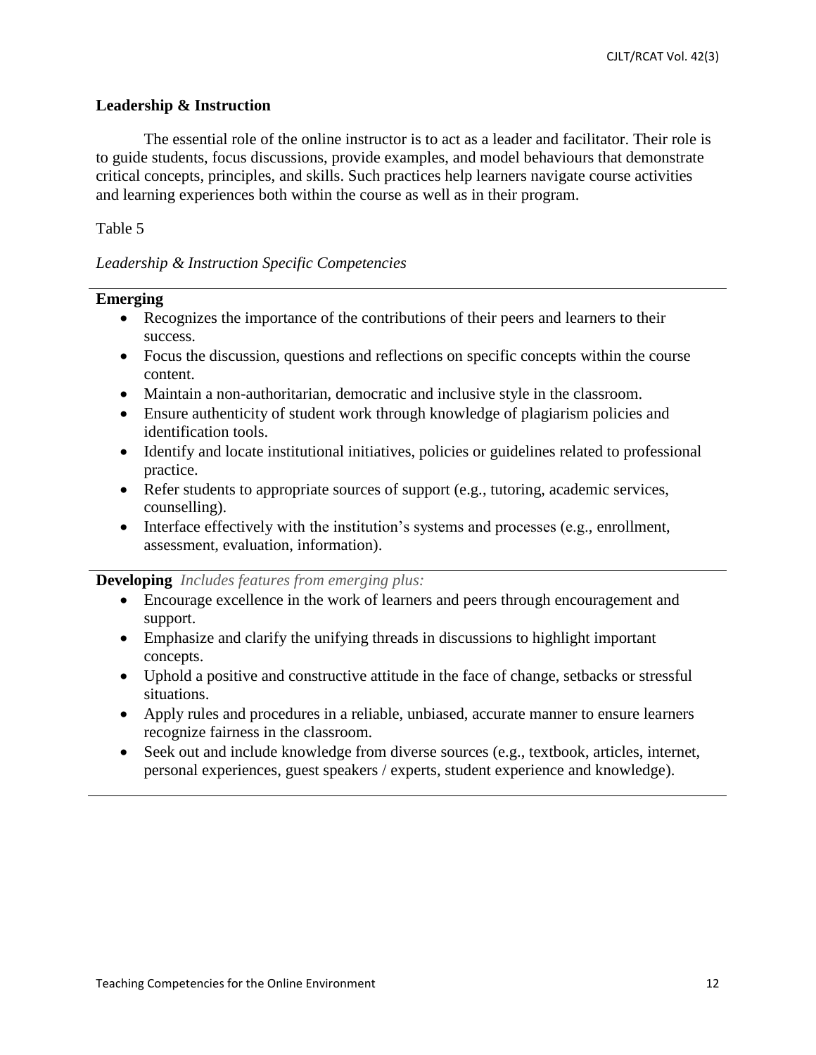## Leadership & Instruction

The essential role of the online instructor is to act as a leader and facilitator. Their role is to guide students, focus discussions, provide examples, and model behaviours that demonstrate critical concepts, principles, and skills. Such practices help learners navigate course activities and learning experiences both within the course as well as in their program.

Table 5

*Leadership & Instruction Specific Competencies*

**Emerging**

- Recognizes the importance of the contributions of their peers and learners to their success.
- Focus the discussion, questions and reflections on specific concepts within the course content.
- Maintain a non-authoritarian, democratic and inclusive style in the classroom.
- Ensure authenticity of student work through knowledge of plagiarism policies and identification tools.
- Identify and locate institutional initiatives, policies or guidelines related to professional practice.
- Refer students to appropriate sources of support (e.g., tutoring, academic services, counselling).
- Interface effectively with the institution's systems and processes (e.g., enrollment, assessment, evaluation, information).

**Developing** *Includes features from emerging plus:*

- Encourage excellence in the work of learners and peers through encouragement and support.
- Emphasize and clarify the unifying threads in discussions to highlight important concepts.
- Uphold a positive and constructive attitude in the face of change, setbacks or stressful situations.
- Apply rules and procedures in a reliable, unbiased, accurate manner to ensure learners recognize fairness in the classroom.
- Seek out and include knowledge from diverse sources (e.g., textbook, articles, internet, personal experiences, guest speakers / experts, student experience and knowledge).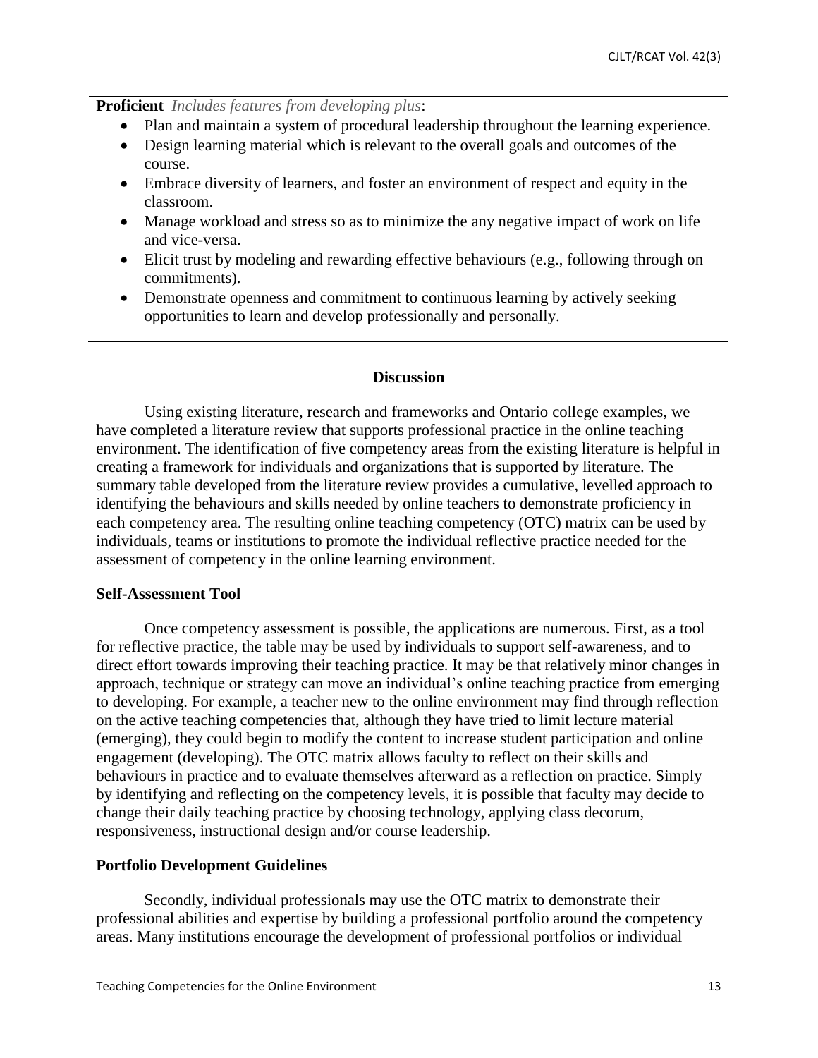**Proficient** *Includes features from developing plus*:

- Plan and maintain a system of procedural leadership throughout the learning experience.
- Design learning material which is relevant to the overall goals and outcomes of the course.
- Embrace diversity of learners, and foster an environment of respect and equity in the classroom.
- Manage workload and stress so as to minimize the any negative impact of work on life and vice-versa.
- Elicit trust by modeling and rewarding effective behaviours (e.g., following through on commitments).
- Demonstrate openness and commitment to continuous learning by actively seeking opportunities to learn and develop professionally and personally.

## Discussion

Using existing literature, research and frameworks and Ontario college examples, we have completed a literature review that supports professional practice in the online teaching environment. The identification of five competency areas from the existing literature is helpful in creating a framework for individuals and organizations that is supported by literature. The summary table developed from the literature review provides a cumulative, levelled approach to identifying the behaviours and skills needed by online teachers to demonstrate proficiency in each competency area. The resulting online teaching competency (OTC) matrix can be used by individuals, teams or institutions to promote the individual reflective practice needed for the assessment of competency in the online learning environment.

### Self-Assessment Tool

Once competency assessment is possible, the applications are numerous. First, as a tool for reflective practice, the table may be used by individuals to support self-awareness, and to direct effort towards improving their teaching practice. It may be that relatively minor changes in approach, technique or strategy can move an individual's online teaching practice from emerging to developing. For example, a teacher new to the online environment may find through reflection on the active teaching competencies that, although they have tried to limit lecture material (emerging), they could begin to modify the content to increase student participation and online engagement (developing). The OTC matrix allows faculty to reflect on their skills and behaviours in practice and to evaluate themselves afterward as a reflection on practice. Simply by identifying and reflecting on the competency levels, it is possible that faculty may decide to change their daily teaching practice by choosing technology, applying class decorum, responsiveness, instructional design and/or course leadership.

### Portfolio Development Guidelines

Secondly, individual professionals may use the OTC matrix to demonstrate their professional abilities and expertise by building a professional portfolio around the competency areas. Many institutions encourage the development of professional portfolios or individual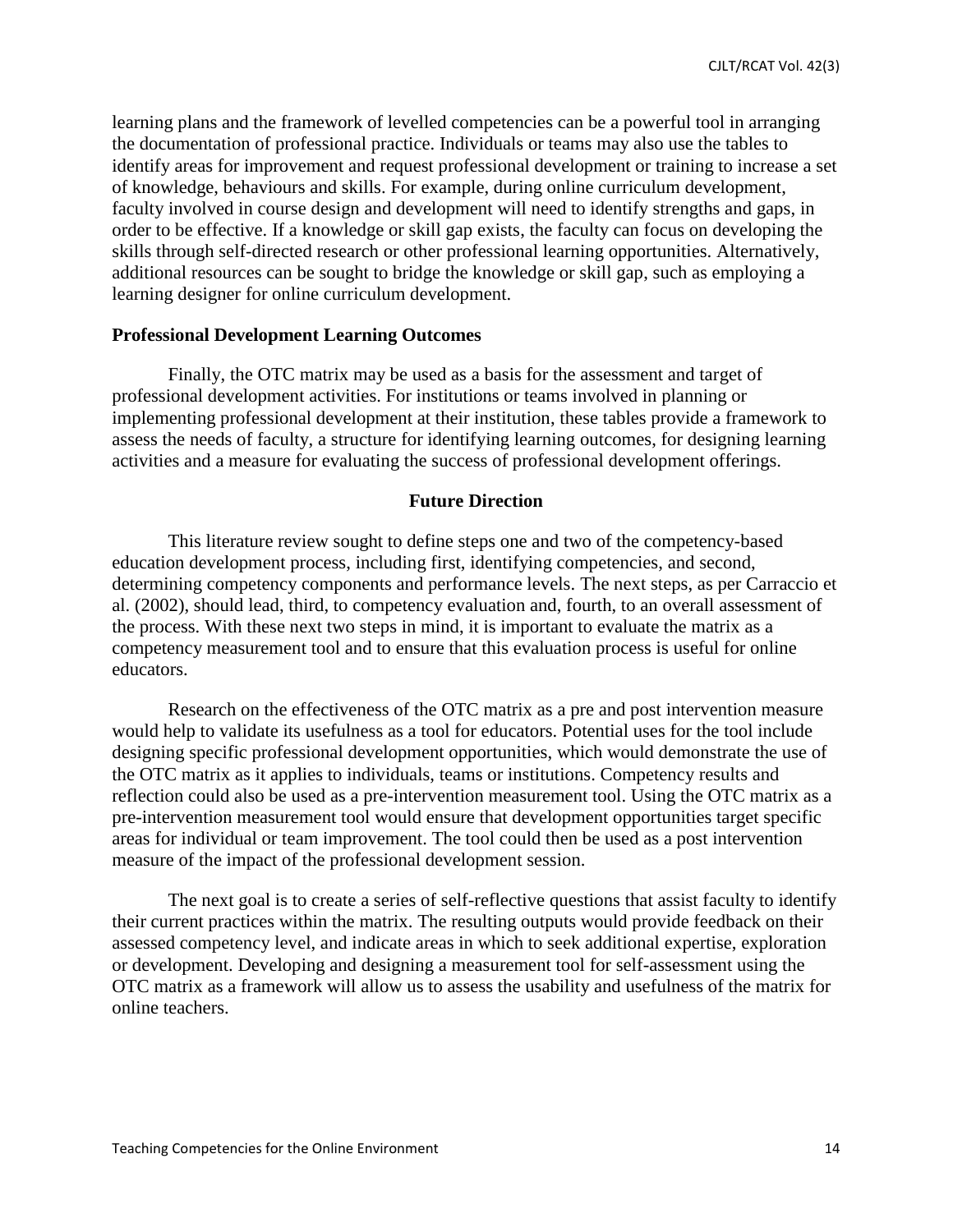learning plans and the framework of levelled competencies can be a powerful tool in arranging the documentation of professional practice. Individuals or teams may also use the tables to identify areas for improvement and request professional development or training to increase a set of knowledge, behaviours and skills. For example, during online curriculum development, faculty involved in course design and development will need to identify strengths and gaps, in order to be effective. If a knowledge or skill gap exists, the faculty can focus on developing the skills through self-directed research or other professional learning opportunities. Alternatively, additional resources can be sought to bridge the knowledge or skill gap, such as employing a learning designer for online curriculum development.

### Professional Development Learning Outcomes

Finally, the OTC matrix may be used as a basis for the assessment and target of professional development activities. For institutions or teams involved in planning or implementing professional development at their institution, these tables provide a framework to assess the needs of faculty, a structure for identifying learning outcomes, for designing learning activities and a measure for evaluating the success of professional development offerings.

## Future Direction

This literature review sought to define steps one and two of the competency-based education development process, including first, identifying competencies, and second, determining competency components and performance levels. The next steps, as per Carraccio et al. (2002), should lead, third, to competency evaluation and, fourth, to an overall assessment of the process. With these next two steps in mind, it is important to evaluate the matrix as a competency measurement tool and to ensure that this evaluation process is useful for online educators.

Research on the effectiveness of the OTC matrix as a pre and post intervention measure would help to validate its usefulness as a tool for educators. Potential uses for the tool include designing specific professional development opportunities, which would demonstrate the use of the OTC matrix as it applies to individuals, teams or institutions. Competency results and reflection could also be used as a pre-intervention measurement tool. Using the OTC matrix as a pre-intervention measurement tool would ensure that development opportunities target specific areas for individual or team improvement. The tool could then be used as a post intervention measure of the impact of the professional development session.

The next goal is to create a series of self-reflective questions that assist faculty to identify their current practices within the matrix. The resulting outputs would provide feedback on their assessed competency level, and indicate areas in which to seek additional expertise, exploration or development. Developing and designing a measurement tool for self-assessment using the OTC matrix as a framework will allow us to assess the usability and usefulness of the matrix for online teachers.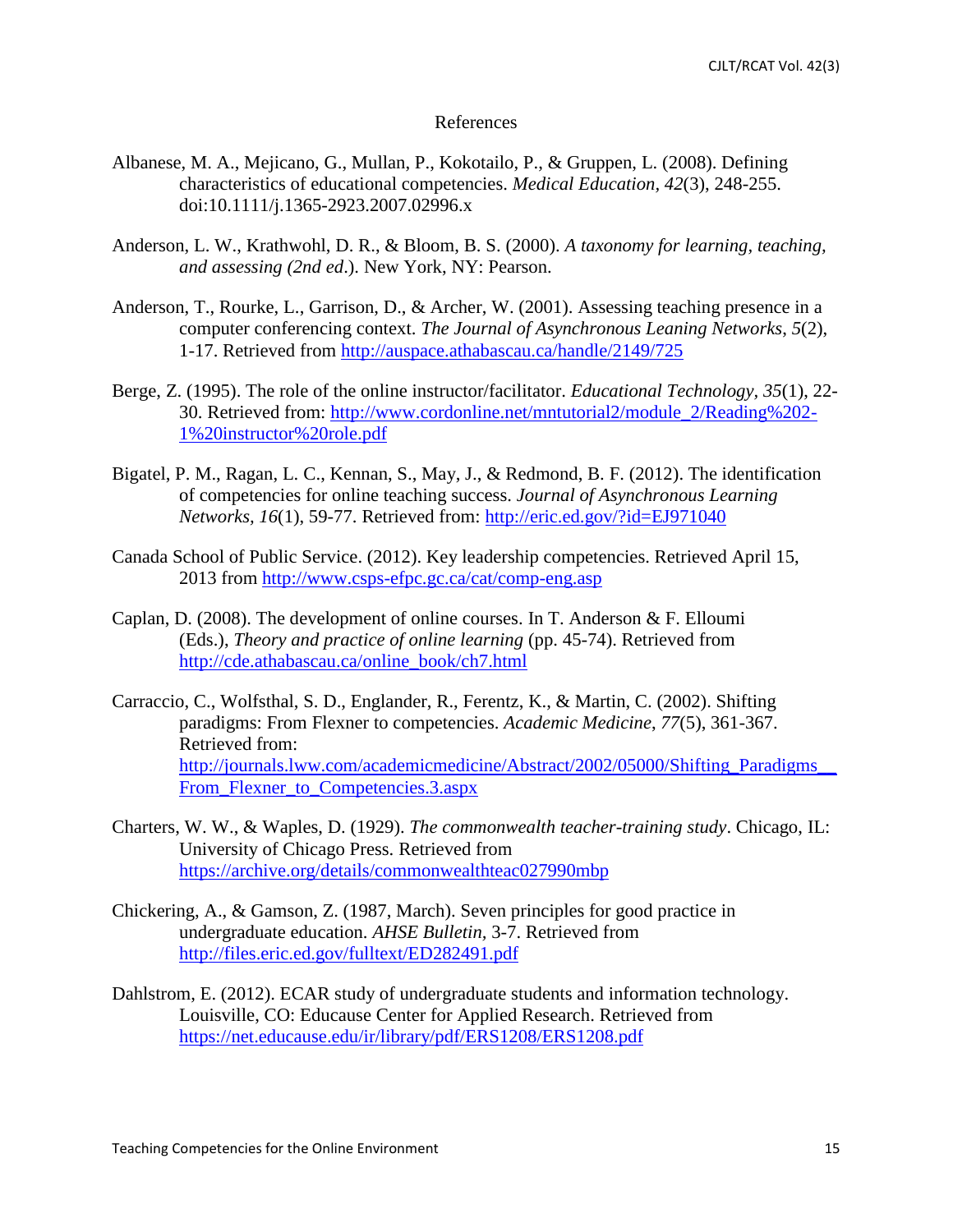## References

Albanese, M. A., Mejicano, G., Mullan, P., Kokotailo, P., & Gruppen, L. (2008). Defining characteristics of educational competencies. *Medical Education, 42*(3), 248-255. doi:10.1111/j.1365-2923.2007.02996.x

Anderson, L. W., Krathwohl, D. R., & Bloom, B. S. (2000). *A taxonomy for learning, teaching, and assessing (2nd ed*.). New York, NY: Pearson.

Anderson, T., Rourke, L., Garrison, D., & Archer, W. (2001). Assessing teaching presence in a computer conferencing context. *The Journal of Asynchronous Leaning Networks*, *5*(2), 1-17. Retrieved from http://auspace.athabascau.ca/handle/2149/725

Berge, Z. (1995). The role of the online instructor/facilitator. *Educational Technology, 35*(1), 22-30. Retrieved from: http://www.cordonline.net/mntutorial2/module_2/Reading%202-1%20instructor%20role.pdf

Bigatel, P. M., Ragan, L. C., Kennan, S., May, J., & Redmond, B. F. (2012). The identification of competencies for online teaching success. *Journal of Asynchronous Learning Networks*, *16*(1), 59-77. Retrieved from: http://eric.ed.gov/?id=EJ971040

Canada School of Public Service. (2012). Key leadership competencies. Retrieved April 15, 2013 from http://www.csps-efpc.gc.ca/cat/comp-eng.asp

Caplan, D. (2008). The development of online courses. In T. Anderson & F. Elloumi (Eds.), *Theory and practice of online learning* (pp. 45-74). Retrieved from http://cde.athabascau.ca/online_book/ch7.html

Carraccio, C., Wolfsthal, S. D., Englander, R., Ferentz, K., & Martin, C. (2002). Shifting paradigms: From Flexner to competencies. *Academic Medicine*, *77*(5), 361-367. Retrieved from: http://journals.lww.com/academicmedicine/Abstract/2002/05000/Shifting_Paradigms__From_Flexner_to_Competencies.3.aspx

Charters, W. W., & Waples, D. (1929). *The commonwealth teacher-training study*. Chicago, IL: University of Chicago Press. Retrieved from https://archive.org/details/commonwealthteac027990mbp

Chickering, A., & Gamson, Z. (1987, March). Seven principles for good practice in undergraduate education. *AHSE Bulletin,* 3-7. Retrieved from http://files.eric.ed.gov/fulltext/ED282491.pdf

Dahlstrom, E. (2012). ECAR study of undergraduate students and information technology. Louisville, CO: Educause Center for Applied Research. Retrieved from https://net.educause.edu/ir/library/pdf/ERS1208/ERS1208.pdf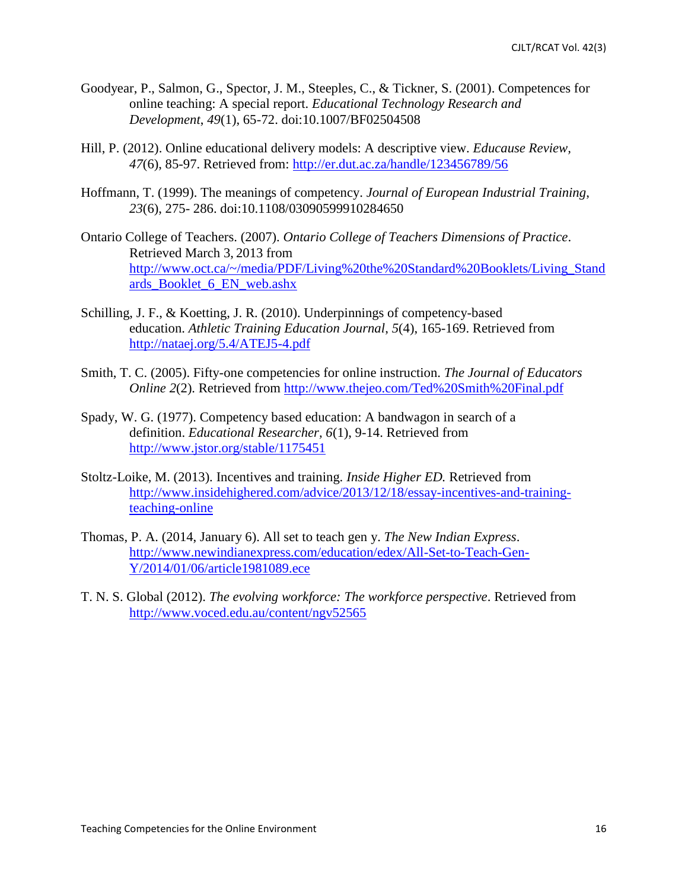Goodyear, P., Salmon, G., Spector, J. M., Steeples, C., & Tickner, S. (2001). Competences for online teaching: A special report. *Educational Technology Research and Development*, *49*(1), 65-72. doi:10.1007/BF02504508

Hill, P. (2012). Online educational delivery models: A descriptive view. *Educause Review*, *47*(6), 85-97. Retrieved from: http://er.dut.ac.za/handle/123456789/56

Hoffmann, T. (1999). The meanings of competency. *Journal of European Industrial Training*, *23*(6), 275- 286. doi:10.1108/03090599910284650

Ontario College of Teachers. (2007). *Ontario College of Teachers Dimensions of Practice*. Retrieved March 3, 2013 from http://www.oct.ca/~/media/PDF/Living%20the%20Standard%20Booklets/Living_Standards_Booklet_6_EN_web.ashx

Schilling, J. F., & Koetting, J. R. (2010). Underpinnings of competency-based education. *Athletic Training Education Journal*, *5*(4), 165-169. Retrieved from http://nataej.org/5.4/ATEJ5-4.pdf

Smith, T. C. (2005). Fifty-one competencies for online instruction. *The Journal of Educators Online 2*(2). Retrieved from http://www.thejeo.com/Ted%20Smith%20Final.pdf

Spady, W. G. (1977). Competency based education: A bandwagon in search of a definition. *Educational Researcher*, *6*(1), 9-14. Retrieved from http://www.jstor.org/stable/1175451

Stoltz-Loike, M. (2013). Incentives and training. *Inside Higher ED.* Retrieved from http://www.insidehighered.com/advice/2013/12/18/essay-incentives-and-training-teaching-online

Thomas, P. A. (2014, January 6). All set to teach gen y. *The New Indian Express*. http://www.newindianexpress.com/education/edex/All-Set-to-Teach-Gen-Y/2014/01/06/article1981089.ece

T. N. S. Global (2012). *The evolving workforce: The workforce perspective*. Retrieved from http://www.voced.edu.au/content/ngv52565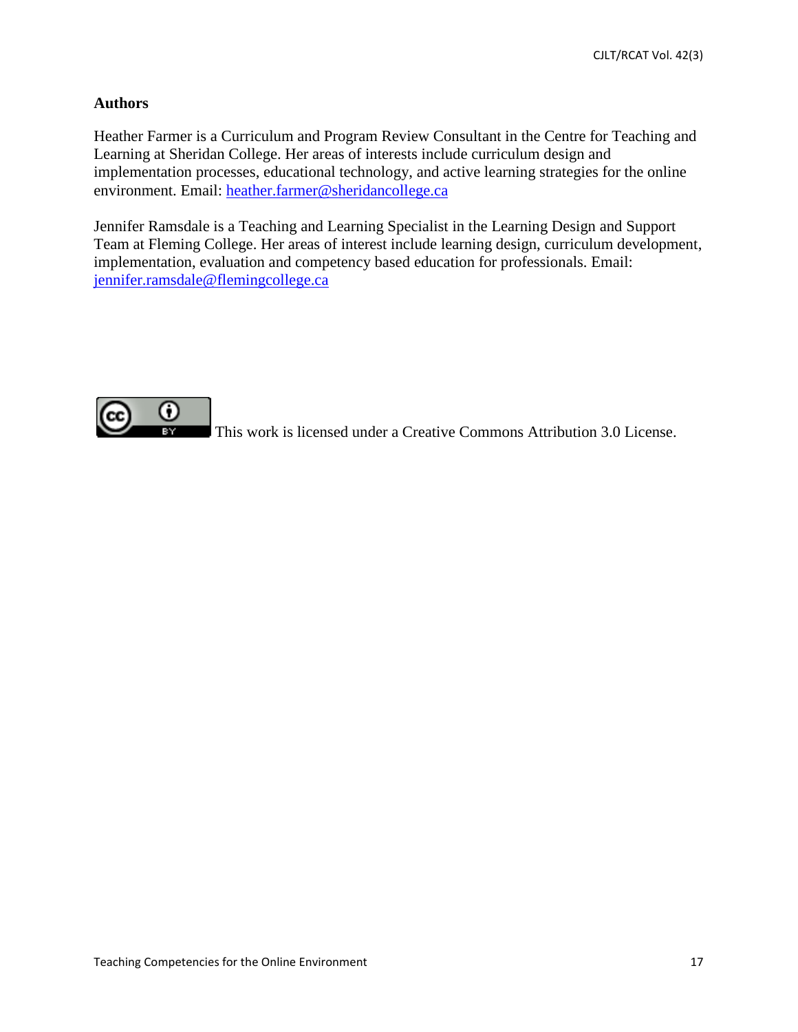**Authors**

Heather Farmer is a Curriculum and Program Review Consultant in the Centre for Teaching and Learning at Sheridan College. Her areas of interests include curriculum design and implementation processes, educational technology, and active learning strategies for the online environment. Email: heather.farmer@sheridancollege.ca

Jennifer Ramsdale is a Teaching and Learning Specialist in the Learning Design and Support Team at Fleming College. Her areas of interest include learning design, curriculum development, implementation, evaluation and competency based education for professionals. Email: jennifer.ramsdale@flemingcollege.ca

This work is licensed under a Creative Commons Attribution 3.0 License.